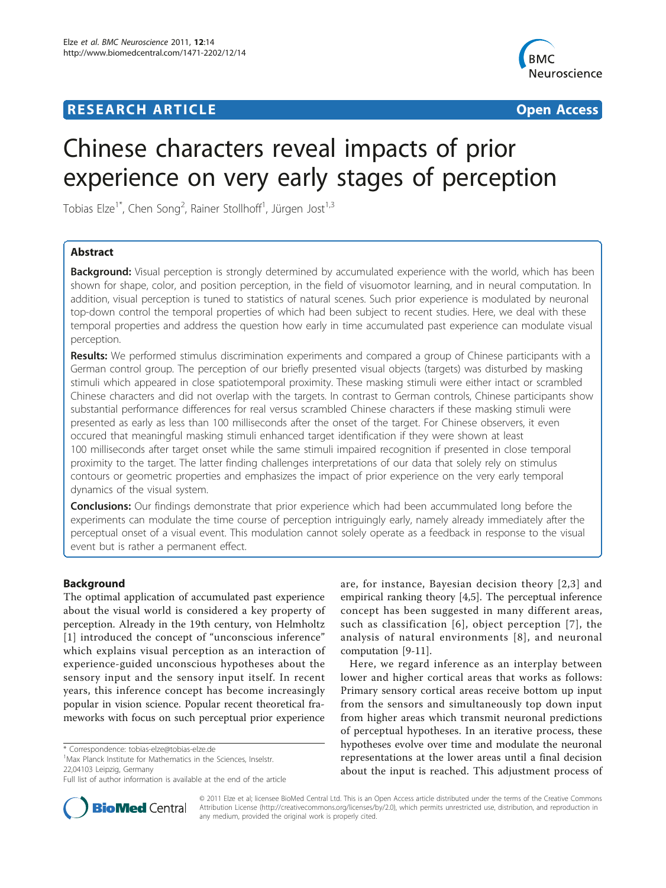RESEARCH ARTICLE Open Access

# Chinese characters reveal impacts of prior experience on very early stages of perception

Tobias Elze[1*], Chen Song[2], Rainer Stollhoff[1], Jürgen Jost[1,3]

## Abstract

**Background:** Visual perception is strongly determined by accumulated experience with the world, which has been shown for shape, color, and position perception, in the field of visuomotor learning, and in neural computation. In addition, visual perception is tuned to statistics of natural scenes. Such prior experience is modulated by neuronal top-down control the temporal properties of which had been subject to recent studies. Here, we deal with these temporal properties and address the question how early in time accumulated past experience can modulate visual perception.

**Results:** We performed stimulus discrimination experiments and compared a group of Chinese participants with a German control group. The perception of our briefly presented visual objects (targets) was disturbed by masking stimuli which appeared in close spatiotemporal proximity. These masking stimuli were either intact or scrambled Chinese characters and did not overlap with the targets. In contrast to German controls, Chinese participants show substantial performance differences for real versus scrambled Chinese characters if these masking stimuli were presented as early as less than 100 milliseconds after the onset of the target. For Chinese observers, it even occured that meaningful masking stimuli enhanced target identification if they were shown at least 100 milliseconds after target onset while the same stimuli impaired recognition if presented in close temporal proximity to the target. The latter finding challenges interpretations of our data that solely rely on stimulus contours or geometric properties and emphasizes the impact of prior experience on the very early temporal dynamics of the visual system.

**Conclusions:** Our findings demonstrate that prior experience which had been accummulated long before the experiments can modulate the time course of perception intriguingly early, namely already immediately after the perceptual onset of a visual event. This modulation cannot solely operate as a feedback in response to the visual event but is rather a permanent effect.

## Background

The optimal application of accumulated past experience about the visual world is considered a key property of perception. Already in the 19th century, von Helmholtz [1] introduced the concept of "unconscious inference" which explains visual perception as an interaction of experience-guided unconscious hypotheses about the sensory input and the sensory input itself. In recent years, this inference concept has become increasingly popular in vision science. Popular recent theoretical frameworks with focus on such perceptual prior experience are, for instance, Bayesian decision theory [2,3] and empirical ranking theory [4,5]. The perceptual inference concept has been suggested in many different areas, such as classification [6], object perception [7], the analysis of natural environments [8], and neuronal computation [9-11].

Here, we regard inference as an interplay between lower and higher cortical areas that works as follows: Primary sensory cortical areas receive bottom up input from the sensors and simultaneously top down input from higher areas which transmit neuronal predictions of perceptual hypotheses. In an iterative process, these hypotheses evolve over time and modulate the neuronal representations at the lower areas until a final decision about the input is reached. This adjustment process of

\* Correspondence: tobias-elze@tobias-elze.de
[1]Max Planck Institute for Mathematics in the Sciences, Inselstr. 22,04103 Leipzig, Germany
Full list of author information is available at the end of the article

© 2011 Elze et al; licensee BioMed Central Ltd. This is an Open Access article distributed under the terms of the Creative Commons Attribution License (http://creativecommons.org/licenses/by/2.0), which permits unrestricted use, distribution, and reproduction in any medium, provided the original work is properly cited.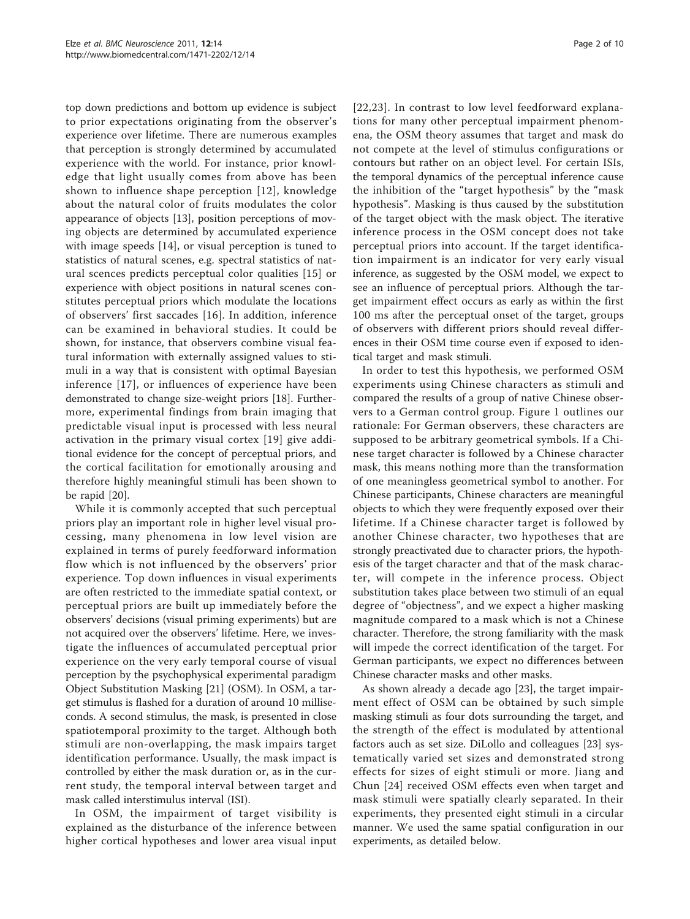top down predictions and bottom up evidence is subject to prior expectations originating from the observer's experience over lifetime. There are numerous examples that perception is strongly determined by accumulated experience with the world. For instance, prior knowledge that light usually comes from above has been shown to influence shape perception [12], knowledge about the natural color of fruits modulates the color appearance of objects [13], position perceptions of moving objects are determined by accumulated experience with image speeds [14], or visual perception is tuned to statistics of natural scenes, e.g. spectral statistics of natural scences predicts perceptual color qualities [15] or experience with object positions in natural scenes constitutes perceptual priors which modulate the locations of observers' first saccades [16]. In addition, inference can be examined in behavioral studies. It could be shown, for instance, that observers combine visual featural information with externally assigned values to stimuli in a way that is consistent with optimal Bayesian inference [17], or influences of experience have been demonstrated to change size-weight priors [18]. Furthermore, experimental findings from brain imaging that predictable visual input is processed with less neural activation in the primary visual cortex [19] give additional evidence for the concept of perceptual priors, and the cortical facilitation for emotionally arousing and therefore highly meaningful stimuli has been shown to be rapid [20].

While it is commonly accepted that such perceptual priors play an important role in higher level visual processing, many phenomena in low level vision are explained in terms of purely feedforward information flow which is not influenced by the observers' prior experience. Top down influences in visual experiments are often restricted to the immediate spatial context, or perceptual priors are built up immediately before the observers' decisions (visual priming experiments) but are not acquired over the observers' lifetime. Here, we investigate the influences of accumulated perceptual prior experience on the very early temporal course of visual perception by the psychophysical experimental paradigm Object Substitution Masking [21] (OSM). In OSM, a target stimulus is flashed for a duration of around 10 milliseconds. A second stimulus, the mask, is presented in close spatiotemporal proximity to the target. Although both stimuli are non-overlapping, the mask impairs target identification performance. Usually, the mask impact is controlled by either the mask duration or, as in the current study, the temporal interval between target and mask called interstimulus interval (ISI).

In OSM, the impairment of target visibility is explained as the disturbance of the inference between higher cortical hypotheses and lower area visual input [22,23]. In contrast to low level feedforward explanations for many other perceptual impairment phenomena, the OSM theory assumes that target and mask do not compete at the level of stimulus configurations or contours but rather on an object level. For certain ISIs, the temporal dynamics of the perceptual inference cause the inhibition of the "target hypothesis" by the "mask hypothesis". Masking is thus caused by the substitution of the target object with the mask object. The iterative inference process in the OSM concept does not take perceptual priors into account. If the target identification impairment is an indicator for very early visual inference, as suggested by the OSM model, we expect to see an influence of perceptual priors. Although the target impairment effect occurs as early as within the first 100 ms after the perceptual onset of the target, groups of observers with different priors should reveal differences in their OSM time course even if exposed to identical target and mask stimuli.

In order to test this hypothesis, we performed OSM experiments using Chinese characters as stimuli and compared the results of a group of native Chinese observers to a German control group. Figure 1 outlines our rationale: For German observers, these characters are supposed to be arbitrary geometrical symbols. If a Chinese target character is followed by a Chinese character mask, this means nothing more than the transformation of one meaningless geometrical symbol to another. For Chinese participants, Chinese characters are meaningful objects to which they were frequently exposed over their lifetime. If a Chinese character target is followed by another Chinese character, two hypotheses that are strongly preactivated due to character priors, the hypothesis of the target character and that of the mask character, will compete in the inference process. Object substitution takes place between two stimuli of an equal degree of "objectness", and we expect a higher masking magnitude compared to a mask which is not a Chinese character. Therefore, the strong familiarity with the mask will impede the correct identification of the target. For German participants, we expect no differences between Chinese character masks and other masks.

As shown already a decade ago [23], the target impairment effect of OSM can be obtained by such simple masking stimuli as four dots surrounding the target, and the strength of the effect is modulated by attentional factors auch as set size. DiLollo and colleagues [23] systematically varied set sizes and demonstrated strong effects for sizes of eight stimuli or more. Jiang and Chun [24] received OSM effects even when target and mask stimuli were spatially clearly separated. In their experiments, they presented eight stimuli in a circular manner. We used the same spatial configuration in our experiments, as detailed below.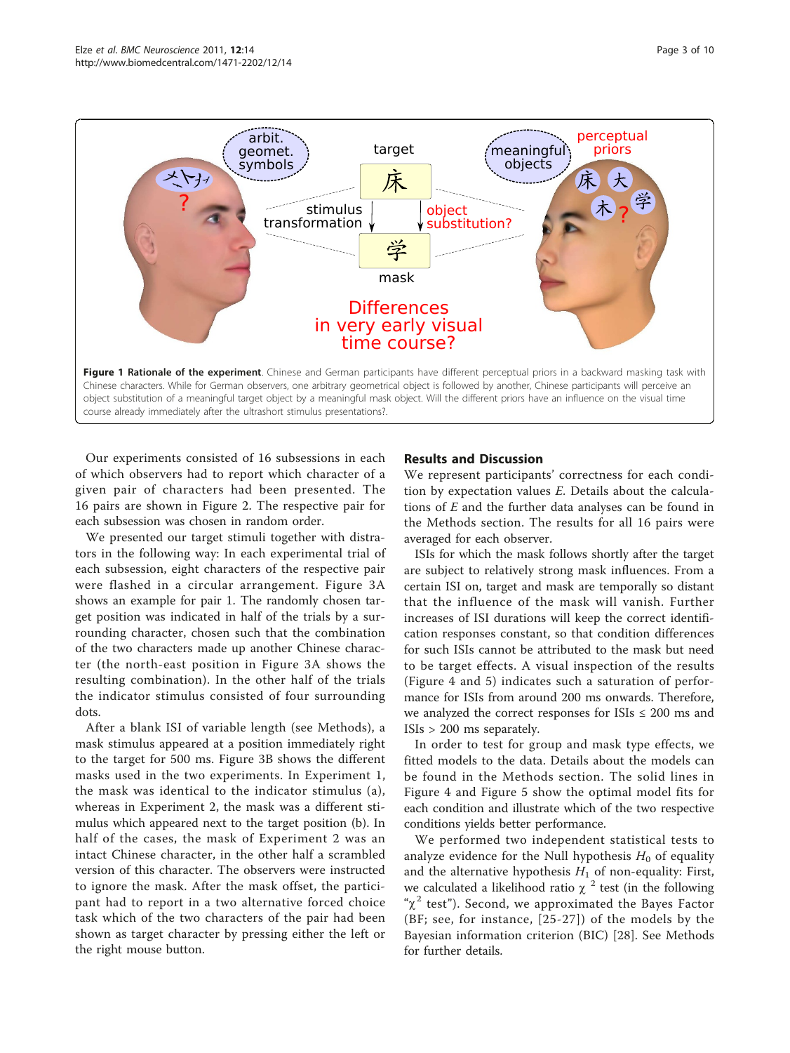**Figure 1 Rationale of the experiment**. Chinese and German participants have different perceptual priors in a backward masking task with Chinese characters. While for German observers, one arbitrary geometrical object is followed by another, Chinese participants will perceive an object substitution of a meaningful target object by a meaningful mask object. Will the different priors have an influence on the visual time course already immediately after the ultrashort stimulus presentations?.

Our experiments consisted of 16 subsessions in each of which observers had to report which character of a given pair of characters had been presented. The 16 pairs are shown in Figure 2. The respective pair for each subsession was chosen in random order.

We presented our target stimuli together with distractors in the following way: In each experimental trial of each subsession, eight characters of the respective pair were flashed in a circular arrangement. Figure 3A shows an example for pair 1. The randomly chosen target position was indicated in half of the trials by a surrounding character, chosen such that the combination of the two characters made up another Chinese character (the north-east position in Figure 3A shows the resulting combination). In the other half of the trials the indicator stimulus consisted of four surrounding dots.

After a blank ISI of variable length (see Methods), a mask stimulus appeared at a position immediately right to the target for 500 ms. Figure 3B shows the different masks used in the two experiments. In Experiment 1, the mask was identical to the indicator stimulus (a), whereas in Experiment 2, the mask was a different stimulus which appeared next to the target position (b). In half of the cases, the mask of Experiment 2 was an intact Chinese character, in the other half a scrambled version of this character. The observers were instructed to ignore the mask. After the mask offset, the participant had to report in a two alternative forced choice task which of the two characters of the pair had been shown as target character by pressing either the left or the right mouse button.

## Results and Discussion

We represent participants' correctness for each condition by expectation values $E$. Details about the calculations of $E$ and the further data analyses can be found in the Methods section. The results for all 16 pairs were averaged for each observer.

ISIs for which the mask follows shortly after the target are subject to relatively strong mask influences. From a certain ISI on, target and mask are temporally so distant that the influence of the mask will vanish. Further increases of ISI durations will keep the correct identification responses constant, so that condition differences for such ISIs cannot be attributed to the mask but need to be target effects. A visual inspection of the results (Figure 4 and 5) indicates such a saturation of performance for ISIs from around 200 ms onwards. Therefore, we analyzed the correct responses for ISIs ≤ 200 ms and ISIs > 200 ms separately.

In order to test for group and mask type effects, we fitted models to the data. Details about the models can be found in the Methods section. The solid lines in Figure 4 and Figure 5 show the optimal model fits for each condition and illustrate which of the two respective conditions yields better performance.

We performed two independent statistical tests to analyze evidence for the Null hypothesis $H_0$ of equality and the alternative hypothesis $H_1$ of non-equality: First, we calculated a likelihood ratio $\chi^2$ test (in the following "$\chi^2$ test"). Second, we approximated the Bayes Factor (BF; see, for instance, [25-27]) of the models by the Bayesian information criterion (BIC) [28]. See Methods for further details.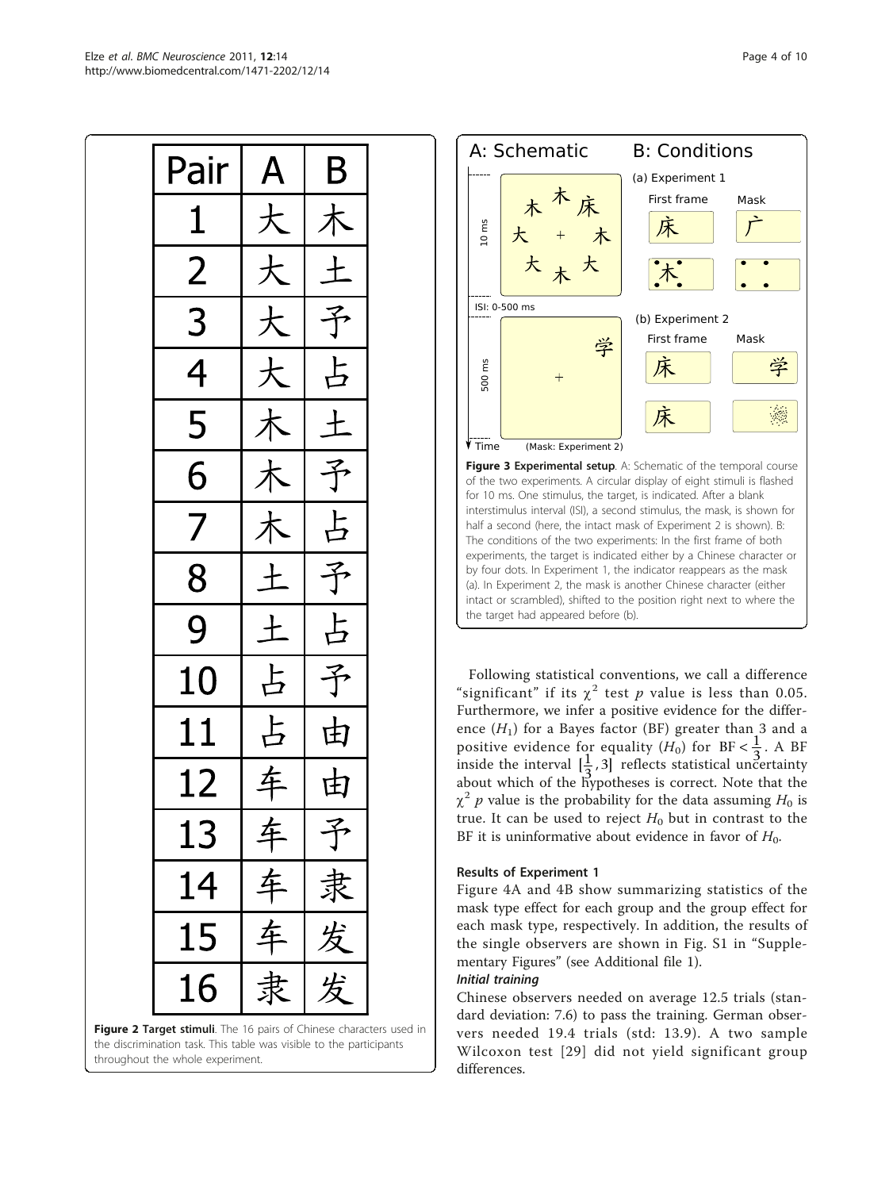| Pair | A | B |
|---|---|---|
| 1 | 大 | 木 |
| 2 | 大 | 土 |
| 3 | 大 | 予 |
| 4 | 大 | 占 |
| 5 | 木 | 土 |
| 6 | 木 | 予 |
| 7 | 木 | 占 |
| 8 | 土 | 予 |
| 9 | 土 | 占 |
| 10 | 占 | 予 |
| 11 | 占 | 由 |
| 12 | 车 | 由 |
| 13 | 车 | 予 |
| 14 | 车 | 隶 |
| 15 | 车 | 发 |
| 16 | 隶 | 发 |

**Figure 2 Target stimuli**. The 16 pairs of Chinese characters used in the discrimination task. This table was visible to the participants throughout the whole experiment.

**Figure 3 Experimental setup**. A: Schematic of the temporal course of the two experiments. A circular display of eight stimuli is flashed for 10 ms. One stimulus, the target, is indicated. After a blank interstimulus interval (ISI), a second stimulus, the mask, is shown for half a second (here, the intact mask of Experiment 2 is shown). B: The conditions of the two experiments: In the first frame of both experiments, the target is indicated either by a Chinese character or by four dots. In Experiment 1, the indicator reappears as the mask (a). In Experiment 2, the mask is another Chinese character (either intact or scrambled), shifted to the position right next to where the target had appeared before (b).

Following statistical conventions, we call a difference "significant" if its $\chi^2$ test $p$ value is less than 0.05. Furthermore, we infer a positive evidence for the difference ($H_1$) for a Bayes factor (BF) greater than 3 and a positive evidence for equality ($H_0$) for $\text{BF} < \frac{1}{3}$. A BF inside the interval $[\frac{1}{3}, 3]$ reflects statistical uncertainty about which of the hypotheses is correct. Note that the $\chi^2$ $p$ value is the probability for the data assuming $H_0$ is true. It can be used to reject $H_0$ but in contrast to the BF it is uninformative about evidence in favor of $H_0$.

### Results of Experiment 1

Figure 4A and 4B show summarizing statistics of the mask type effect for each group and the group effect for each mask type, respectively. In addition, the results of the single observers are shown in Fig. S1 in "Supplementary Figures" (see Additional file 1).

#### *Initial training*

Chinese observers needed on average 12.5 trials (standard deviation: 7.6) to pass the training. German observers needed 19.4 trials (std: 13.9). A two sample Wilcoxon test [29] did not yield significant group differences.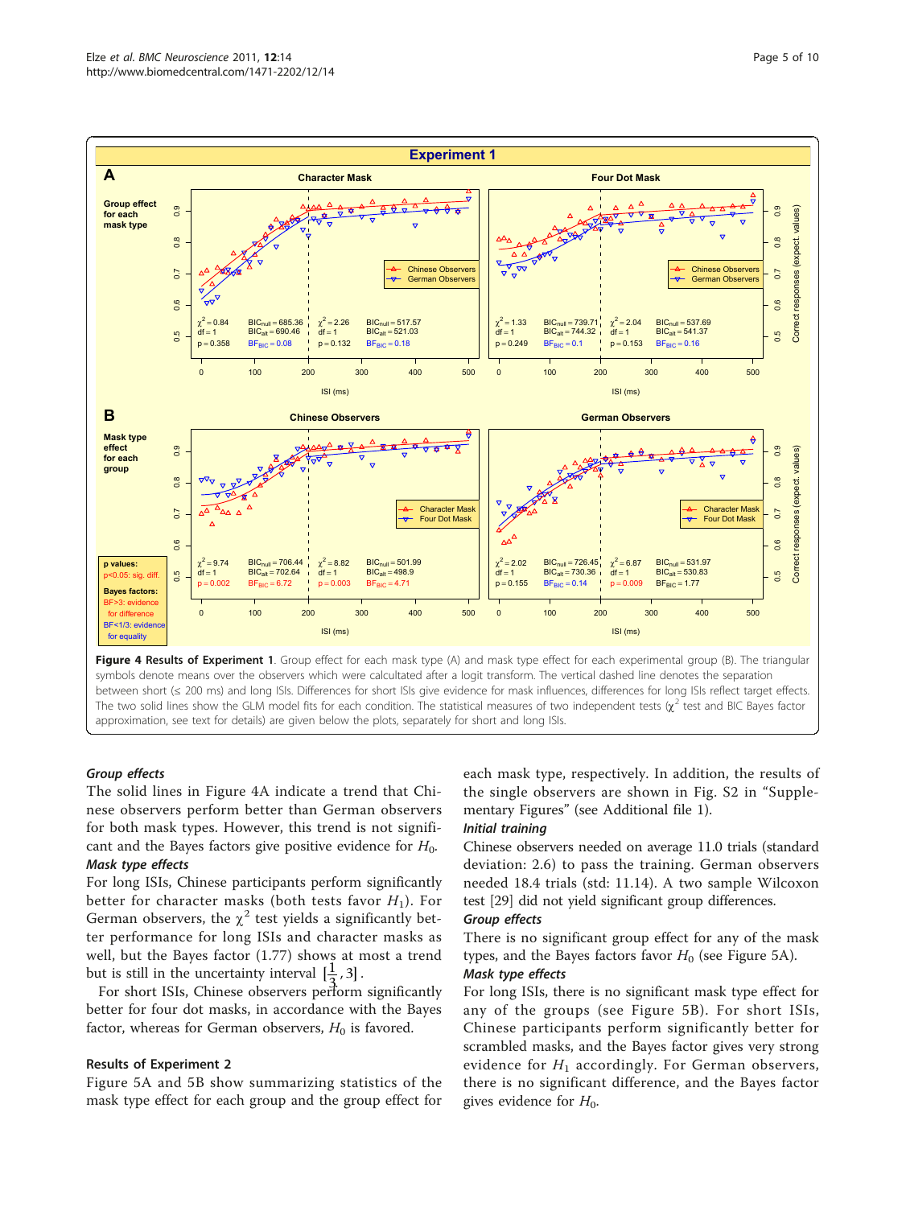**Figure 4 Results of Experiment 1**. Group effect for each mask type (A) and mask type effect for each experimental group (B). The triangular symbols denote means over the observers which were calcultated after a logit transform. The vertical dashed line denotes the separation between short (≤ 200 ms) and long ISIs. Differences for short ISIs give evidence for mask influences, differences for long ISIs reflect target effects. The two solid lines show the GLM model fits for each condition. The statistical measures of two independent tests ($\chi^2$ test and BIC Bayes factor approximation, see text for details) are given below the plots, separately for short and long ISIs.

### *Group effects*

The solid lines in Figure 4A indicate a trend that Chinese observers perform better than German observers for both mask types. However, this trend is not significant and the Bayes factors give positive evidence for $H_0$.

### *Mask type effects*

For long ISIs, Chinese participants perform significantly better for character masks (both tests favor $H_1$). For German observers, the $\chi^2$ test yields a significantly better performance for long ISIs and character masks as well, but the Bayes factor (1.77) shows at most a trend but is still in the uncertainty interval $[\frac{1}{3}, 3]$.

For short ISIs, Chinese observers perform significantly better for four dot masks, in accordance with the Bayes factor, whereas for German observers, $H_0$ is favored.

## Results of Experiment 2

Figure 5A and 5B show summarizing statistics of the mask type effect for each group and the group effect for each mask type, respectively. In addition, the results of the single observers are shown in Fig. S2 in "Supplementary Figures" (see Additional file 1).

### *Initial training*

Chinese observers needed on average 11.0 trials (standard deviation: 2.6) to pass the training. German observers needed 18.4 trials (std: 11.14). A two sample Wilcoxon test [29] did not yield significant group differences.

### *Group effects*

There is no significant group effect for any of the mask types, and the Bayes factors favor $H_0$ (see Figure 5A).

### *Mask type effects*

For long ISIs, there is no significant mask type effect for any of the groups (see Figure 5B). For short ISIs, Chinese participants perform significantly better for scrambled masks, and the Bayes factor gives very strong evidence for $H_1$ accordingly. For German observers, there is no significant difference, and the Bayes factor gives evidence for $H_0$.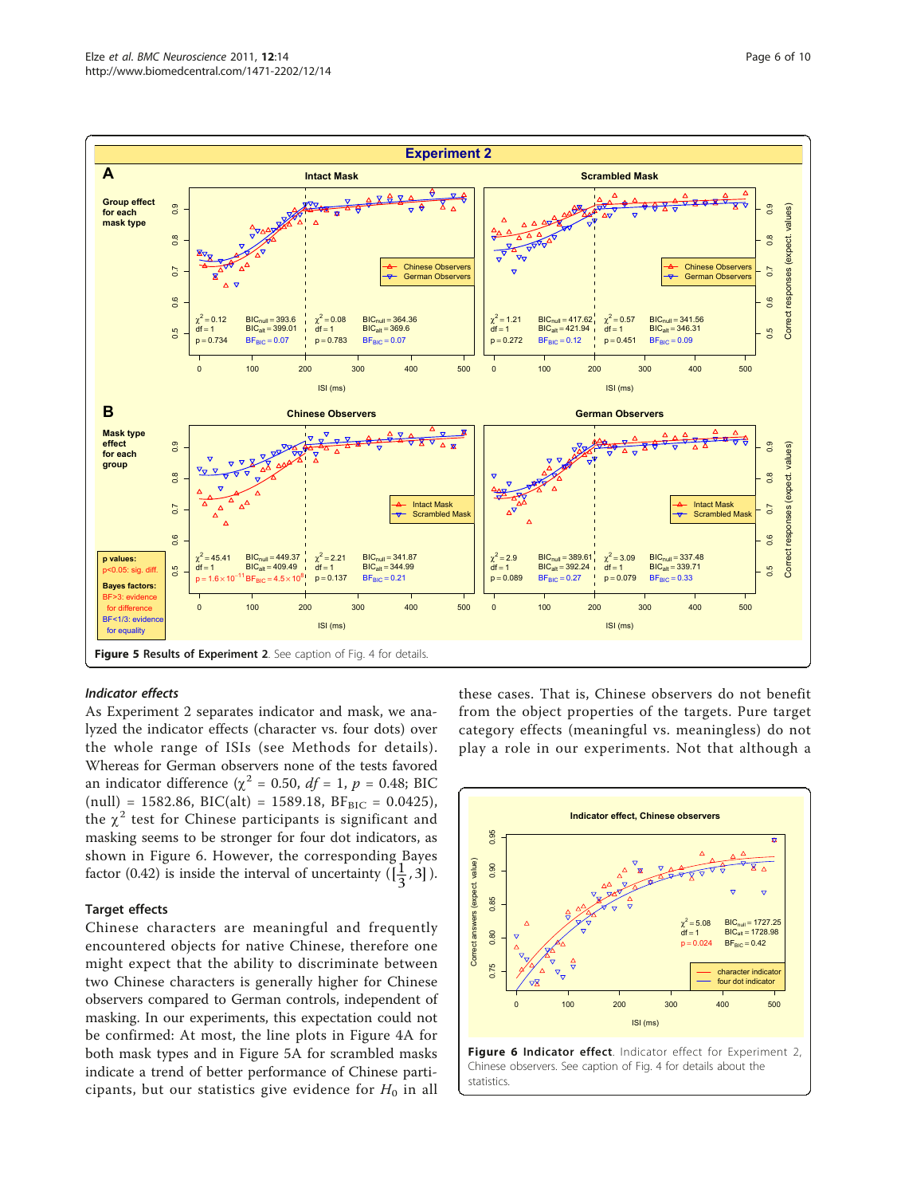Figure 5 Results of Experiment 2. See caption of Fig. 4 for details.

### *Indicator effects*

As Experiment 2 separates indicator and mask, we analyzed the indicator effects (character vs. four dots) over the whole range of ISIs (see Methods for details). Whereas for German observers none of the tests favored an indicator difference ($\chi^2 = 0.50$, $df = 1$, $p = 0.48$; BIC (null) = 1582.86, BIC(alt) = 1589.18, $BF_{BIC} = 0.0425$), the $\chi^2$ test for Chinese participants is significant and masking seems to be stronger for four dot indicators, as shown in Figure 6. However, the corresponding Bayes factor (0.42) is inside the interval of uncertainty ($[\frac{1}{3}, 3]$).

### Target effects

Chinese characters are meaningful and frequently encountered objects for native Chinese, therefore one might expect that the ability to discriminate between two Chinese characters is generally higher for Chinese observers compared to German controls, independent of masking. In our experiments, this expectation could not be confirmed: At most, the line plots in Figure 4A for both mask types and in Figure 5A for scrambled masks indicate a trend of better performance of Chinese participants, but our statistics give evidence for $H_0$ in all these cases. That is, Chinese observers do not benefit from the object properties of the targets. Pure target category effects (meaningful vs. meaningless) do not play a role in our experiments. Not that although a

Figure 6 Indicator effect. Indicator effect for Experiment 2, Chinese observers. See caption of Fig. 4 for details about the statistics.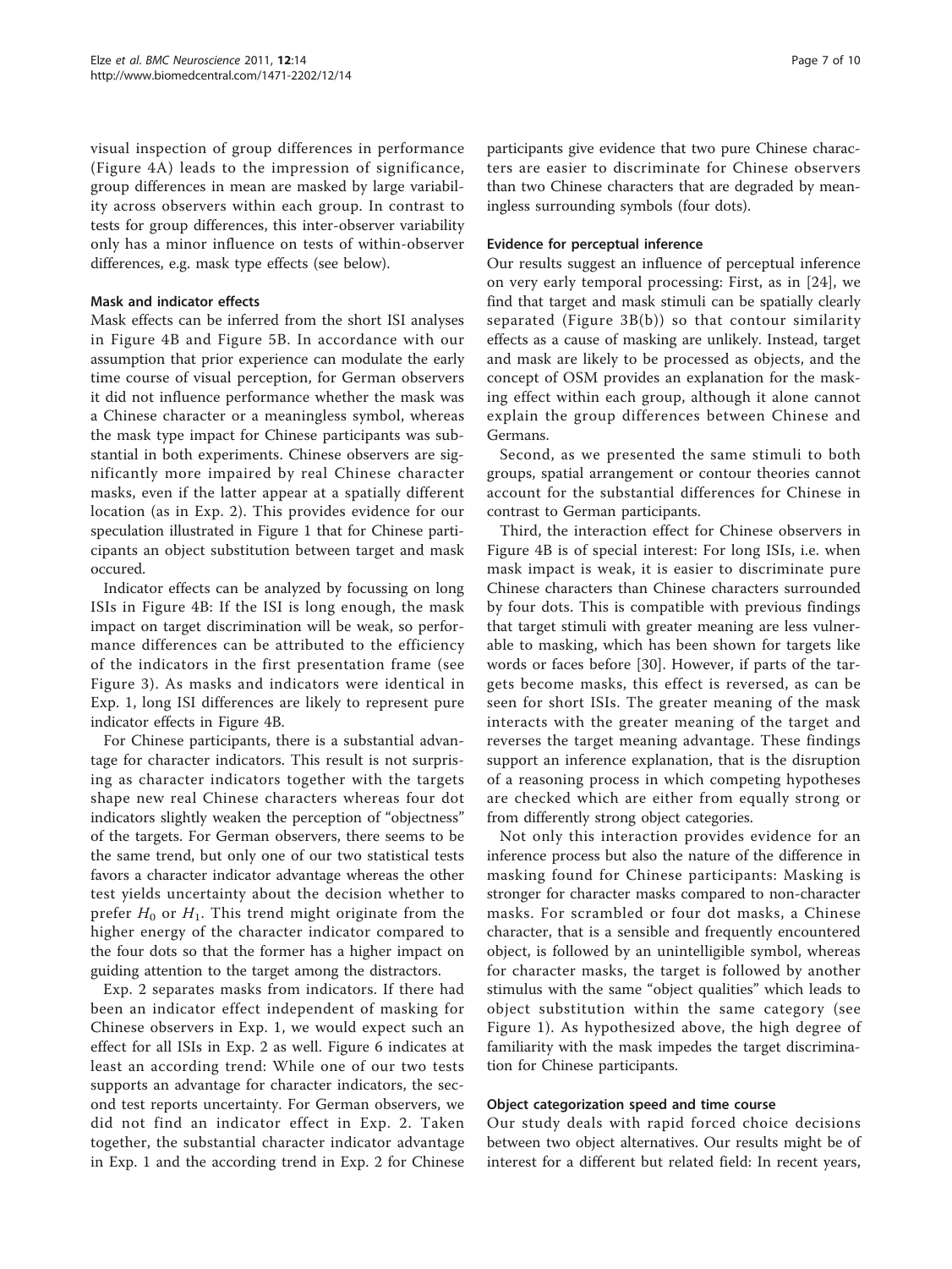visual inspection of group differences in performance (Figure 4A) leads to the impression of significance, group differences in mean are masked by large variability across observers within each group. In contrast to tests for group differences, this inter-observer variability only has a minor influence on tests of within-observer differences, e.g. mask type effects (see below).

### Mask and indicator effects

Mask effects can be inferred from the short ISI analyses in Figure 4B and Figure 5B. In accordance with our assumption that prior experience can modulate the early time course of visual perception, for German observers it did not influence performance whether the mask was a Chinese character or a meaningless symbol, whereas the mask type impact for Chinese participants was substantial in both experiments. Chinese observers are significantly more impaired by real Chinese character masks, even if the latter appear at a spatially different location (as in Exp. 2). This provides evidence for our speculation illustrated in Figure 1 that for Chinese participants an object substitution between target and mask occured.

Indicator effects can be analyzed by focussing on long ISIs in Figure 4B: If the ISI is long enough, the mask impact on target discrimination will be weak, so performance differences can be attributed to the efficiency of the indicators in the first presentation frame (see Figure 3). As masks and indicators were identical in Exp. 1, long ISI differences are likely to represent pure indicator effects in Figure 4B.

For Chinese participants, there is a substantial advantage for character indicators. This result is not surprising as character indicators together with the targets shape new real Chinese characters whereas four dot indicators slightly weaken the perception of "objectness" of the targets. For German observers, there seems to be the same trend, but only one of our two statistical tests favors a character indicator advantage whereas the other test yields uncertainty about the decision whether to prefer $H_0$ or $H_1$. This trend might originate from the higher energy of the character indicator compared to the four dots so that the former has a higher impact on guiding attention to the target among the distractors.

Exp. 2 separates masks from indicators. If there had been an indicator effect independent of masking for Chinese observers in Exp. 1, we would expect such an effect for all ISIs in Exp. 2 as well. Figure 6 indicates at least an according trend: While one of our two tests supports an advantage for character indicators, the second test reports uncertainty. For German observers, we did not find an indicator effect in Exp. 2. Taken together, the substantial character indicator advantage in Exp. 1 and the according trend in Exp. 2 for Chinese participants give evidence that two pure Chinese characters are easier to discriminate for Chinese observers than two Chinese characters that are degraded by meaningless surrounding symbols (four dots).

### Evidence for perceptual inference

Our results suggest an influence of perceptual inference on very early temporal processing: First, as in [24], we find that target and mask stimuli can be spatially clearly separated (Figure 3B(b)) so that contour similarity effects as a cause of masking are unlikely. Instead, target and mask are likely to be processed as objects, and the concept of OSM provides an explanation for the masking effect within each group, although it alone cannot explain the group differences between Chinese and Germans.

Second, as we presented the same stimuli to both groups, spatial arrangement or contour theories cannot account for the substantial differences for Chinese in contrast to German participants.

Third, the interaction effect for Chinese observers in Figure 4B is of special interest: For long ISIs, i.e. when mask impact is weak, it is easier to discriminate pure Chinese characters than Chinese characters surrounded by four dots. This is compatible with previous findings that target stimuli with greater meaning are less vulnerable to masking, which has been shown for targets like words or faces before [30]. However, if parts of the targets become masks, this effect is reversed, as can be seen for short ISIs. The greater meaning of the mask interacts with the greater meaning of the target and reverses the target meaning advantage. These findings support an inference explanation, that is the disruption of a reasoning process in which competing hypotheses are checked which are either from equally strong or from differently strong object categories.

Not only this interaction provides evidence for an inference process but also the nature of the difference in masking found for Chinese participants: Masking is stronger for character masks compared to non-character masks. For scrambled or four dot masks, a Chinese character, that is a sensible and frequently encountered object, is followed by an unintelligible symbol, whereas for character masks, the target is followed by another stimulus with the same "object qualities" which leads to object substitution within the same category (see Figure 1). As hypothesized above, the high degree of familiarity with the mask impedes the target discrimination for Chinese participants.

### Object categorization speed and time course

Our study deals with rapid forced choice decisions between two object alternatives. Our results might be of interest for a different but related field: In recent years,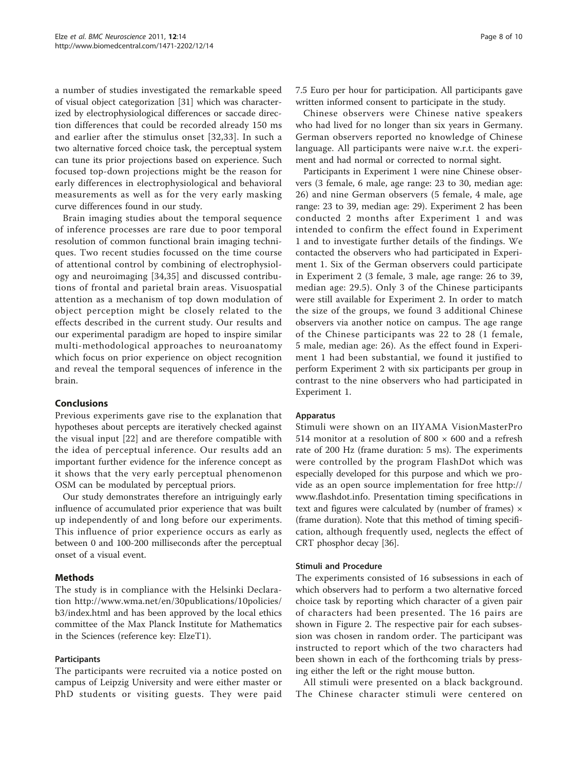a number of studies investigated the remarkable speed of visual object categorization [31] which was characterized by electrophysiological differences or saccade direction differences that could be recorded already 150 ms and earlier after the stimulus onset [32,33]. In such a two alternative forced choice task, the perceptual system can tune its prior projections based on experience. Such focused top-down projections might be the reason for early differences in electrophysiological and behavioral measurements as well as for the very early masking curve differences found in our study.

Brain imaging studies about the temporal sequence of inference processes are rare due to poor temporal resolution of common functional brain imaging techniques. Two recent studies focussed on the time course of attentional control by combining of electrophysiology and neuroimaging [34,35] and discussed contributions of frontal and parietal brain areas. Visuospatial attention as a mechanism of top down modulation of object perception might be closely related to the effects described in the current study. Our results and our experimental paradigm are hoped to inspire similar multi-methodological approaches to neuroanatomy which focus on prior experience on object recognition and reveal the temporal sequences of inference in the brain.

## Conclusions

Previous experiments gave rise to the explanation that hypotheses about percepts are iteratively checked against the visual input [22] and are therefore compatible with the idea of perceptual inference. Our results add an important further evidence for the inference concept as it shows that the very early perceptual phenomenon OSM can be modulated by perceptual priors.

Our study demonstrates therefore an intriguingly early influence of accumulated prior experience that was built up independently of and long before our experiments. This influence of prior experience occurs as early as between 0 and 100-200 milliseconds after the perceptual onset of a visual event.

## Methods

The study is in compliance with the Helsinki Declaration http://www.wma.net/en/30publications/10policies/b3/index.html and has been approved by the local ethics committee of the Max Planck Institute for Mathematics in the Sciences (reference key: ElzeT1).

### Participants

The participants were recruited via a notice posted on campus of Leipzig University and were either master or PhD students or visiting guests. They were paid 7.5 Euro per hour for participation. All participants gave written informed consent to participate in the study.

Chinese observers were Chinese native speakers who had lived for no longer than six years in Germany. German observers reported no knowledge of Chinese language. All participants were naive w.r.t. the experiment and had normal or corrected to normal sight.

Participants in Experiment 1 were nine Chinese observers (3 female, 6 male, age range: 23 to 30, median age: 26) and nine German observers (5 female, 4 male, age range: 23 to 39, median age: 29). Experiment 2 has been conducted 2 months after Experiment 1 and was intended to confirm the effect found in Experiment 1 and to investigate further details of the findings. We contacted the observers who had participated in Experiment 1. Six of the German observers could participate in Experiment 2 (3 female, 3 male, age range: 26 to 39, median age: 29.5). Only 3 of the Chinese participants were still available for Experiment 2. In order to match the size of the groups, we found 3 additional Chinese observers via another notice on campus. The age range of the Chinese participants was 22 to 28 (1 female, 5 male, median age: 26). As the effect found in Experiment 1 had been substantial, we found it justified to perform Experiment 2 with six participants per group in contrast to the nine observers who had participated in Experiment 1.

### Apparatus

Stimuli were shown on an IIYAMA VisionMasterPro 514 monitor at a resolution of 800 × 600 and a refresh rate of 200 Hz (frame duration: 5 ms). The experiments were controlled by the program FlashDot which was especially developed for this purpose and which we provide as an open source implementation for free http://www.flashdot.info. Presentation timing specifications in text and figures were calculated by (number of frames) × (frame duration). Note that this method of timing specification, although frequently used, neglects the effect of CRT phosphor decay [36].

### Stimuli and Procedure

The experiments consisted of 16 subsessions in each of which observers had to perform a two alternative forced choice task by reporting which character of a given pair of characters had been presented. The 16 pairs are shown in Figure 2. The respective pair for each subsession was chosen in random order. The participant was instructed to report which of the two characters had been shown in each of the forthcoming trials by pressing either the left or the right mouse button.

All stimuli were presented on a black background. The Chinese character stimuli were centered on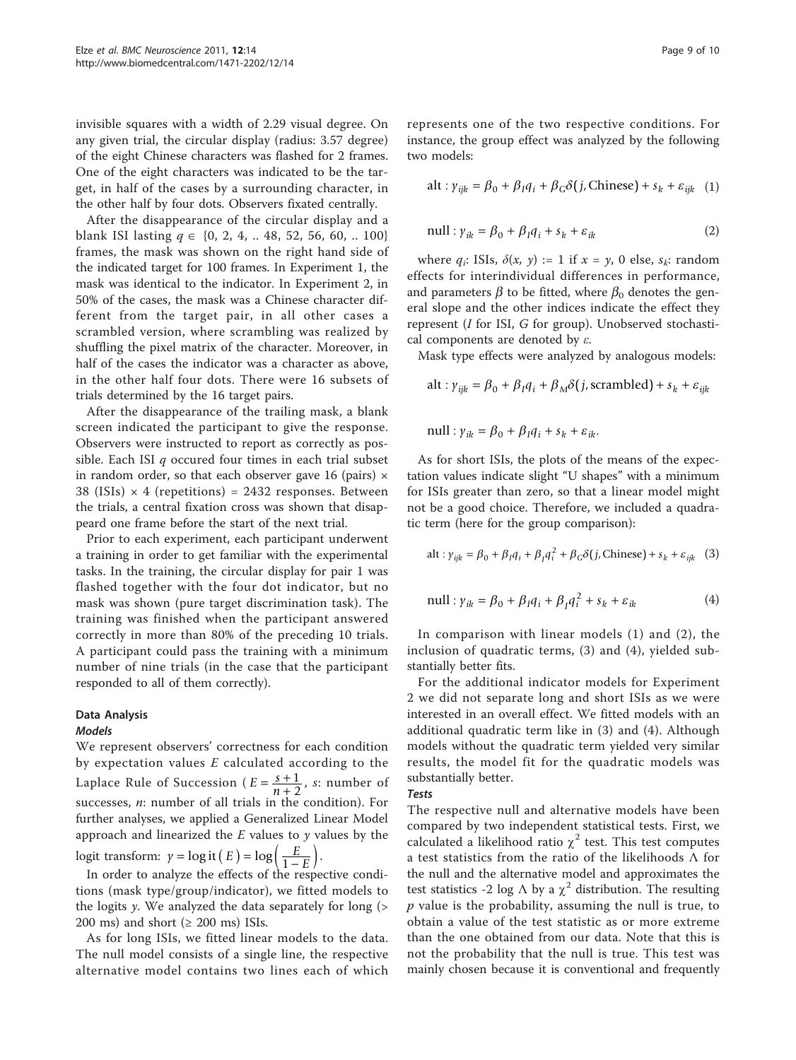invisible squares with a width of 2.29 visual degree. On any given trial, the circular display (radius: 3.57 degree) of the eight Chinese characters was flashed for 2 frames. One of the eight characters was indicated to be the target, in half of the cases by a surrounding character, in the other half by four dots. Observers fixated centrally.

After the disappearance of the circular display and a blank ISI lasting $q \in \{0, 2, 4, .. 48, 52, 56, 60, .. 100\}$ frames, the mask was shown on the right hand side of the indicated target for 100 frames. In Experiment 1, the mask was identical to the indicator. In Experiment 2, in 50% of the cases, the mask was a Chinese character different from the target pair, in all other cases a scrambled version, where scrambling was realized by shuffling the pixel matrix of the character. Moreover, in half of the cases the indicator was a character as above, in the other half four dots. There were 16 subsets of trials determined by the 16 target pairs.

After the disappearance of the trailing mask, a blank screen indicated the participant to give the response. Observers were instructed to report as correctly as possible. Each ISI $q$ occured four times in each trial subset in random order, so that each observer gave 16 (pairs) × 38 (ISIs) × 4 (repetitions) = 2432 responses. Between the trials, a central fixation cross was shown that disappeard one frame before the start of the next trial.

Prior to each experiment, each participant underwent a training in order to get familiar with the experimental tasks. In the training, the circular display for pair 1 was flashed together with the four dot indicator, but no mask was shown (pure target discrimination task). The training was finished when the participant answered correctly in more than 80% of the preceding 10 trials. A participant could pass the training with a minimum number of nine trials (in the case that the participant responded to all of them correctly).

## Data Analysis

### Models

We represent observers' correctness for each condition by expectation values $E$ calculated according to the Laplace Rule of Succession ( $E = \frac{s+1}{n+2}$, $s$: number of successes, $n$: number of all trials in the condition). For further analyses, we applied a Generalized Linear Model approach and linearized the $E$ values to $y$ values by the logit transform: $y = \operatorname{logit}(E) = \log\left(\frac{E}{1-E}\right)$.

In order to analyze the effects of the respective conditions (mask type/group/indicator), we fitted models to the logits $y$. We analyzed the data separately for long (> 200 ms) and short (≥ 200 ms) ISIs.

As for long ISIs, we fitted linear models to the data. The null model consists of a single line, the respective alternative model contains two lines each of which represents one of the two respective conditions. For instance, the group effect was analyzed by the following two models:

$$\text{alt}: y_{ijk} = \beta_0 + \beta_I q_i + \beta_G \delta(j, \text{Chinese}) + s_k + \varepsilon_{ijk} \quad (1)$$

$$\text{null}: y_{ik} = \beta_0 + \beta_I q_i + s_k + \varepsilon_{ik} \quad (2)$$

where $q_i$: ISIs, $\delta(x, y) := 1$ if $x = y$, 0 else, $s_k$: random effects for interindividual differences in performance, and parameters $\beta$ to be fitted, where $\beta_0$ denotes the general slope and the other indices indicate the effect they represent ($I$ for ISI, $G$ for group). Unobserved stochastical components are denoted by $\varepsilon$.

Mask type effects were analyzed by analogous models:

$$\text{alt}: y_{ijk} = \beta_0 + \beta_I q_i + \beta_M \delta(j, \text{scrambled}) + s_k + \varepsilon_{ijk}$$

$$\text{null}: y_{ik} = \beta_0 + \beta_I q_i + s_k + \varepsilon_{ik}.$$

As for short ISIs, the plots of the means of the expectation values indicate slight "U shapes" with a minimum for ISIs greater than zero, so that a linear model might not be a good choice. Therefore, we included a quadratic term (here for the group comparison):

$$\text{alt}: y_{ijk} = \beta_0 + \beta_I q_i + \beta_I q_i^2 + \beta_G \delta(j, \text{Chinese}) + s_k + \varepsilon_{ijk} \quad (3)$$

$$\text{null}: y_{ik} = \beta_0 + \beta_I q_i + \beta_I q_i^2 + s_k + \varepsilon_{ik} \quad (4)$$

In comparison with linear models (1) and (2), the inclusion of quadratic terms, (3) and (4), yielded substantially better fits.

For the additional indicator models for Experiment 2 we did not separate long and short ISIs as we were interested in an overall effect. We fitted models with an additional quadratic term like in (3) and (4). Although models without the quadratic term yielded very similar results, the model fit for the quadratic models was substantially better.

### Tests

The respective null and alternative models have been compared by two independent statistical tests. First, we calculated a likelihood ratio $\chi^2$ test. This test computes a test statistics from the ratio of the likelihoods $\Lambda$ for the null and the alternative model and approximates the test statistics $-2 \log \Lambda$ by a $\chi^2$ distribution. The resulting $p$ value is the probability, assuming the null is true, to obtain a value of the test statistic as or more extreme than the one obtained from our data. Note that this is not the probability that the null is true. This test was mainly chosen because it is conventional and frequently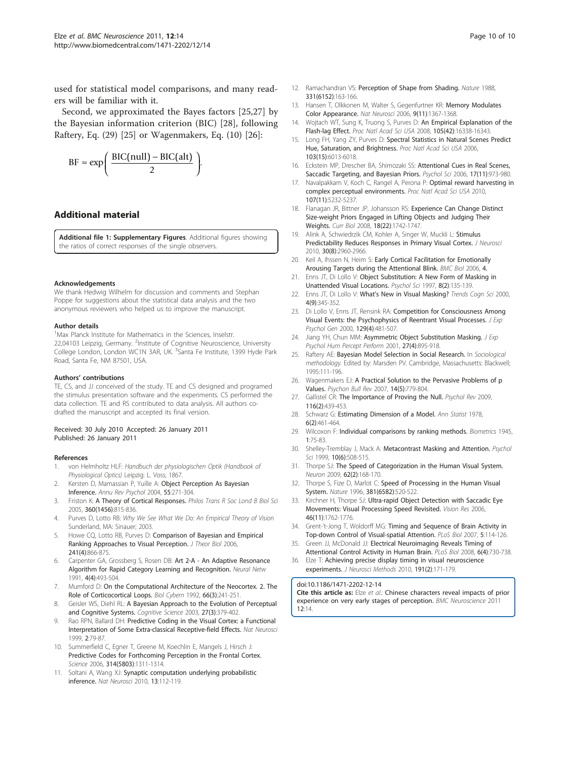used for statistical model comparisons, and many readers will be familiar with it.

Second, we approximated the Bayes factors [25,27] by the Bayesian information criterion (BIC) [28], following Raftery, Eq. (29) [25] or Wagenmakers, Eq. (10) [26]:

$$\text{BF} \approx \exp\left(\frac{\text{BIC(null)} - \text{BIC(alt)}}{2}\right).$$

## Additional material

**Additional file 1: Supplementary Figures**. Additional figures showing the ratios of correct responses of the single observers.

#### Acknowledgements

We thank Hedwig Wilhelm for discussion and comments and Stephan Poppe for suggestions about the statistical data analysis and the two anonymous reviewers who helped us to improve the manuscript.

#### Author details

[1]Max Planck Institute for Mathematics in the Sciences, Inselstr. 22,04103 Leipzig, Germany. [2]Institute of Cognitive Neuroscience, University College London, London WC1N 3AR, UK. [3]Santa Fe Institute, 1399 Hyde Park Road, Santa Fe, NM 87501, USA.

#### Authors' contributions

TE, CS, and JJ conceived of the study. TE and CS designed and programed the stimulus presentation software and the experiments. CS performed the data collection. TE and RS contributed to data analysis. All authors co-drafted the manuscript and accepted its final version.

Received: 30 July 2010 Accepted: 26 January 2011
Published: 26 January 2011

#### References

1. von Helmholtz HLF: *Handbuch der physiologischen Optik (Handbook of Physiological Optics)* Leipzig: L. Voss; 1867.
2. Kersten D, Mamassian P, Yuille A: Object Perception As Bayesian Inference. *Annu Rev Psychol* 2004, **55**:271-304.
3. Friston K: A Theory of Cortical Responses. *Philos Trans R Soc Lond B Biol Sci* 2005, **360(1456)**:815-836.
4. Purves D, Lotto RB: *Why We See What We Do: An Empirical Theory of Vision* Sunderland, MA: Sinauer; 2003.
5. Howe CQ, Lotto RB, Purves D: Comparison of Bayesian and Empirical Ranking Approaches to Visual Perception. *J Theor Biol* 2006, **241(4)**:866-875.
6. Carpenter GA, Grossberg S, Rosen DB: Art 2-A - An Adaptive Resonance Algorithm for Rapid Category Learning and Recognition. *Neural Netw* 1991, **4(4)**:493-504.
7. Mumford D: On the Computational Architecture of the Neocortex. 2. The Role of Corticocortical Loops. *Biol Cybern* 1992, **66(3)**:241-251.
8. Geisler WS, Diehl RL: A Bayesian Approach to the Evolution of Perceptual and Cognitive Systems. *Cognitive Science* 2003, **27(3)**:379-402.
9. Rao RPN, Ballard DH: Predictive Coding in the Visual Cortex: a Functional Interpretation of Some Extra-classical Receptive-field Effects. *Nat Neurosci* 1999, **2**:79-87.
10. Summerfield C, Egner T, Greene M, Koechlin E, Mangels J, Hirsch J: Predictive Codes for Forthcoming Perception in the Frontal Cortex. *Science* 2006, **314(5803)**:1311-1314.
11. Soltani A, Wang XJ: Synaptic computation underlying probabilistic inference. *Nat Neurosci* 2010, **13**:112-119.
12. Ramachandran VS: Perception of Shape from Shading. *Nature* 1988, **331(6152)**:163-166.
13. Hansen T, Olkkonen M, Walter S, Gegenfurtner KR: Memory Modulates Color Appearance. *Nat Neurosci* 2006, **9(11)**:1367-1368.
14. Wojtach WT, Sung K, Truong S, Purves D: An Empirical Explanation of the Flash-lag Effect. *Proc Natl Acad Sci USA* 2008, **105(42)**:16338-16343.
15. Long FH, Yang ZY, Purves D: Spectral Statistics in Natural Scenes Predict Hue, Saturation, and Brightness. *Proc Natl Acad Sci USA* 2006, **103(15)**:6013-6018.
16. Eckstein MP, Drescher BA, Shimozaki SS: Attentional Cues in Real Scenes, Saccadic Targeting, and Bayesian Priors. *Psychol Sci* 2006, **17(11)**:973-980.
17. Navalpakkam V, Koch C, Rangel A, Perona P: Optimal reward harvesting in complex perceptual environments. *Proc Natl Acad Sci USA* 2010, **107(11)**:5232-5237.
18. Flanagan JR, Bittner JP, Johansson RS: Experience Can Change Distinct Size-weight Priors Engaged in Lifting Objects and Judging Their Weights. *Curr Biol* 2008, **18(22)**:1742-1747.
19. Alink A, Schwiedrzik CM, Kohler A, Singer W, Muckli L: Stimulus Predictability Reduces Responses in Primary Visual Cortex. *J Neurosci* 2010, **30(8)**:2960-2966.
20. Keil A, Ihssen N, Heim S: Early Cortical Facilitation for Emotionally Arousing Targets during the Attentional Blink. *BMC Biol* 2006, **4**.
21. Enns JT, Di Lollo V: Object Substitution: A New Form of Masking in Unattended Visual Locations. *Psychol Sci* 1997, **8(2)**:135-139.
22. Enns JT, Di Lollo V: What's New in Visual Masking? *Trends Cogn Sci* 2000, **4(9)**:345-352.
23. Di Lollo V, Enns JT, Rensink RA: Competition for Consciousness Among Visual Events: the Psychophysics of Reentrant Visual Processes. *J Exp Psychol Gen* 2000, **129(4)**:481-507.
24. Jiang YH, Chun MM: Asymmetric Object Substitution Masking. *J Exp Psychol Hum Percept Perform* 2001, **27(4)**:895-918.
25. Raftery AE: Bayesian Model Selection in Social Research. In *Sociological methodology*. Edited by: Marsden PV. Cambridge, Massachusetts: Blackwell; 1995:111-196.
26. Wagenmakers EJ: A Practical Solution to the Pervasive Problems of p Values. *Psychon Bull Rev* 2007, **14(5)**:779-804.
27. Gallistel CR: The Importance of Proving the Null. *Psychol Rev* 2009, **116(2)**:439-453.
28. Schwarz G: Estimating Dimension of a Model. *Ann Statist* 1978, **6(2)**:461-464.
29. Wilcoxon F: Individual comparisons by ranking methods. *Biometrics* 1945, **1**:75-83.
30. Shelley-Tremblay J, Mack A: Metacontrast Masking and Attention. *Psychol Sci* 1999, **10(6)**:508-515.
31. Thorpe SJ: The Speed of Categorization in the Human Visual System. *Neuron* 2009, **62(2)**:168-170.
32. Thorpe S, Fize D, Marlot C: Speed of Processing in the Human Visual System. *Nature* 1996, **381(6582)**:520-522.
33. Kirchner H, Thorpe SJ: Ultra-rapid Object Detection with Saccadic Eye Movements: Visual Processing Speed Revisited. *Vision Res* 2006, **46(11)**:1762-1776.
34. Grent-'t-Jong T, Woldorff MG: Timing and Sequence of Brain Activity in Top-down Control of Visual-spatial Attention. *PLoS Biol* 2007, **5**:114-126.
35. Green JJ, McDonald JJ: Electrical Neuroimaging Reveals Timing of Attentional Control Activity in Human Brain. *PLoS Biol* 2008, **6(4)**:730-738.
36. Elze T: Achieving precise display timing in visual neuroscience experiments. *J Neurosci Methods* 2010, **191(2)**:171-179.

doi:10.1186/1471-2202-12-14

**Cite this article as:** Elze *et al.*: Chinese characters reveal impacts of prior experience on very early stages of perception. *BMC Neuroscience* 2011 **12**:14.